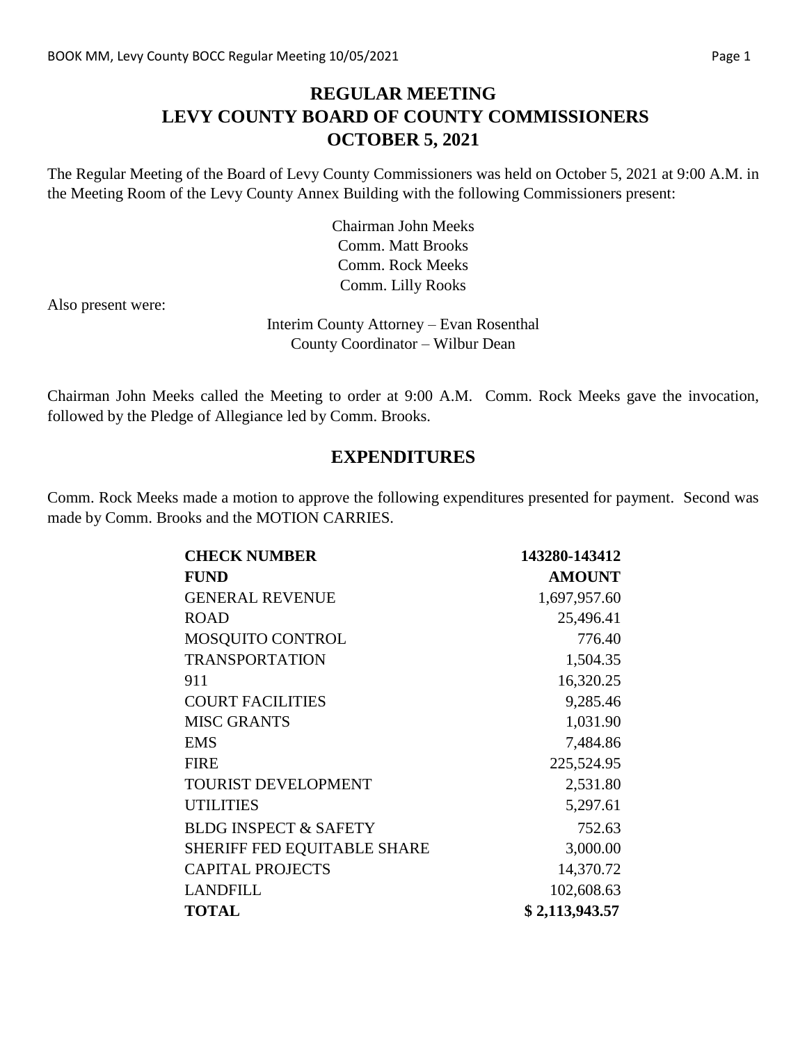# REGULAR MEETING
# LEVY COUNTY BOARD OF COUNTY COMMISSIONERS
# OCTOBER 5, 2021

The Regular Meeting of the Board of Levy County Commissioners was held on October 5, 2021 at 9:00 A.M. in the Meeting Room of the Levy County Annex Building with the following Commissioners present:

Chairman John Meeks
Comm. Matt Brooks
Comm. Rock Meeks
Comm. Lilly Rooks

Also present were:

Interim County Attorney – Evan Rosenthal
County Coordinator – Wilbur Dean

Chairman John Meeks called the Meeting to order at 9:00 A.M. Comm. Rock Meeks gave the invocation, followed by the Pledge of Allegiance led by Comm. Brooks.

## EXPENDITURES

Comm. Rock Meeks made a motion to approve the following expenditures presented for payment. Second was made by Comm. Brooks and the MOTION CARRIES.

| **CHECK NUMBER** | **143280-143412** |
|---|---:|
| **FUND** | **AMOUNT** |
| GENERAL REVENUE | 1,697,957.60 |
| ROAD | 25,496.41 |
| MOSQUITO CONTROL | 776.40 |
| TRANSPORTATION | 1,504.35 |
| 911 | 16,320.25 |
| COURT FACILITIES | 9,285.46 |
| MISC GRANTS | 1,031.90 |
| EMS | 7,484.86 |
| FIRE | 225,524.95 |
| TOURIST DEVELOPMENT | 2,531.80 |
| UTILITIES | 5,297.61 |
| BLDG INSPECT & SAFETY | 752.63 |
| SHERIFF FED EQUITABLE SHARE | 3,000.00 |
| CAPITAL PROJECTS | 14,370.72 |
| LANDFILL | 102,608.63 |
| **TOTAL** | **$ 2,113,943.57** |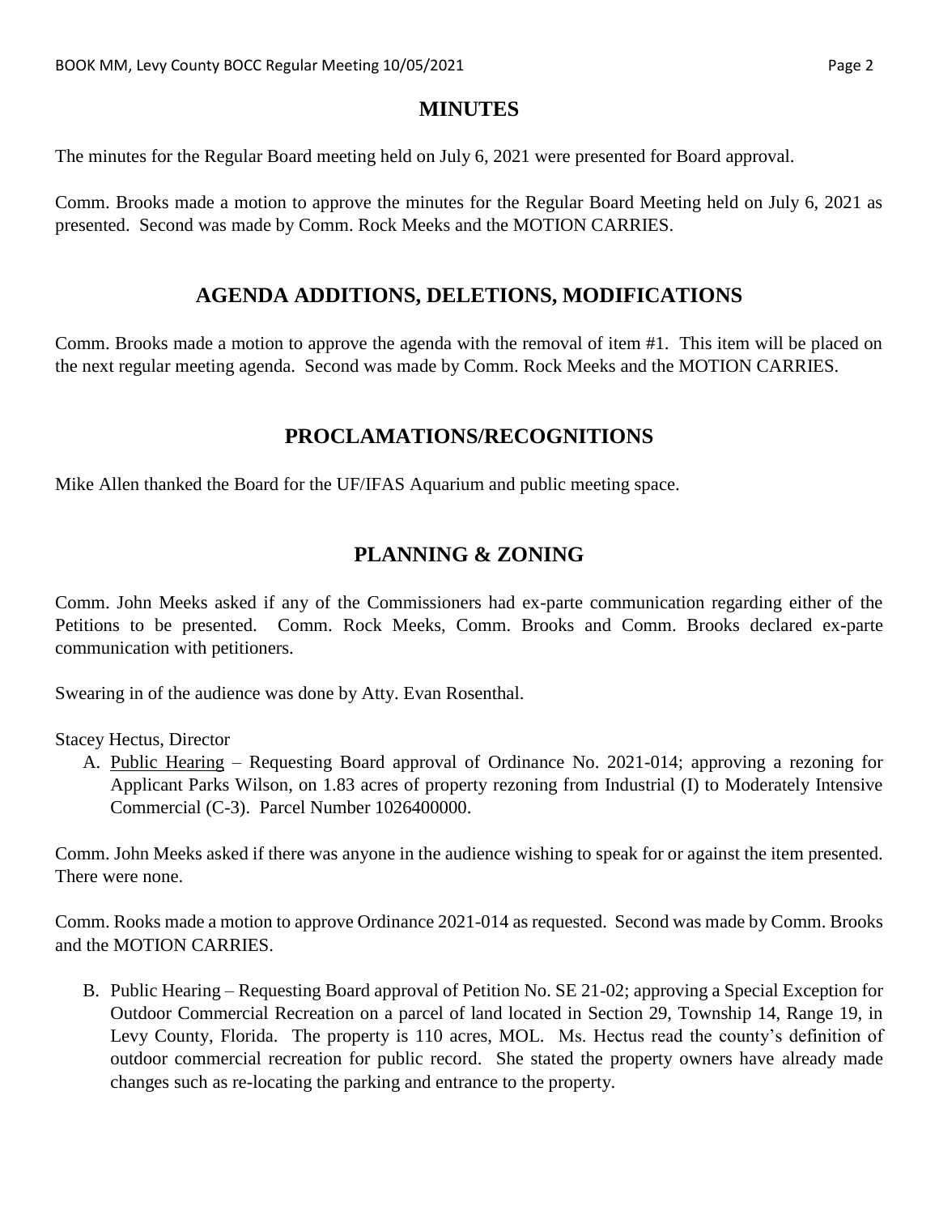## MINUTES

The minutes for the Regular Board meeting held on July 6, 2021 were presented for Board approval.

Comm. Brooks made a motion to approve the minutes for the Regular Board Meeting held on July 6, 2021 as presented. Second was made by Comm. Rock Meeks and the MOTION CARRIES.

## AGENDA ADDITIONS, DELETIONS, MODIFICATIONS

Comm. Brooks made a motion to approve the agenda with the removal of item #1. This item will be placed on the next regular meeting agenda. Second was made by Comm. Rock Meeks and the MOTION CARRIES.

## PROCLAMATIONS/RECOGNITIONS

Mike Allen thanked the Board for the UF/IFAS Aquarium and public meeting space.

## PLANNING & ZONING

Comm. John Meeks asked if any of the Commissioners had ex-parte communication regarding either of the Petitions to be presented. Comm. Rock Meeks, Comm. Brooks and Comm. Brooks declared ex-parte communication with petitioners.

Swearing in of the audience was done by Atty. Evan Rosenthal.

Stacey Hectus, Director

A. Public Hearing – Requesting Board approval of Ordinance No. 2021-014; approving a rezoning for Applicant Parks Wilson, on 1.83 acres of property rezoning from Industrial (I) to Moderately Intensive Commercial (C-3). Parcel Number 1026400000.

Comm. John Meeks asked if there was anyone in the audience wishing to speak for or against the item presented. There were none.

Comm. Rooks made a motion to approve Ordinance 2021-014 as requested. Second was made by Comm. Brooks and the MOTION CARRIES.

B. Public Hearing – Requesting Board approval of Petition No. SE 21-02; approving a Special Exception for Outdoor Commercial Recreation on a parcel of land located in Section 29, Township 14, Range 19, in Levy County, Florida. The property is 110 acres, MOL. Ms. Hectus read the county's definition of outdoor commercial recreation for public record. She stated the property owners have already made changes such as re-locating the parking and entrance to the property.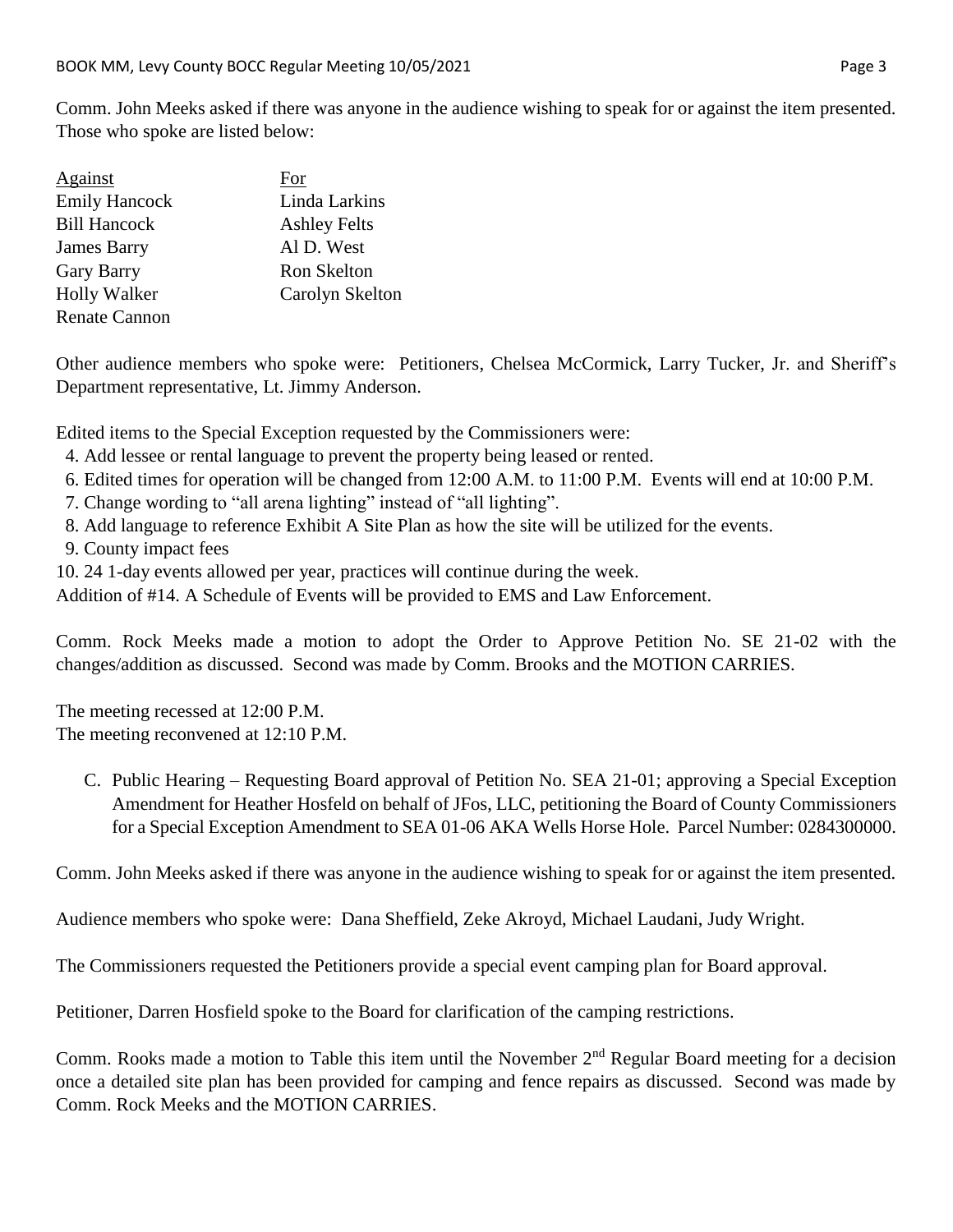Comm. John Meeks asked if there was anyone in the audience wishing to speak for or against the item presented. Those who spoke are listed below:

| Against | For |
|---|---|
| Emily Hancock | Linda Larkins |
| Bill Hancock | Ashley Felts |
| James Barry | Al D. West |
| Gary Barry | Ron Skelton |
| Holly Walker | Carolyn Skelton |
| Renate Cannon | |

Other audience members who spoke were: Petitioners, Chelsea McCormick, Larry Tucker, Jr. and Sheriff's Department representative, Lt. Jimmy Anderson.

Edited items to the Special Exception requested by the Commissioners were:

4. Add lessee or rental language to prevent the property being leased or rented.
6. Edited times for operation will be changed from 12:00 A.M. to 11:00 P.M. Events will end at 10:00 P.M.
7. Change wording to "all arena lighting" instead of "all lighting".
8. Add language to reference Exhibit A Site Plan as how the site will be utilized for the events.
9. County impact fees
10. 24 1-day events allowed per year, practices will continue during the week.

Addition of #14. A Schedule of Events will be provided to EMS and Law Enforcement.

Comm. Rock Meeks made a motion to adopt the Order to Approve Petition No. SE 21-02 with the changes/addition as discussed. Second was made by Comm. Brooks and the MOTION CARRIES.

The meeting recessed at 12:00 P.M.
The meeting reconvened at 12:10 P.M.

C. Public Hearing – Requesting Board approval of Petition No. SEA 21-01; approving a Special Exception Amendment for Heather Hosfeld on behalf of JFos, LLC, petitioning the Board of County Commissioners for a Special Exception Amendment to SEA 01-06 AKA Wells Horse Hole. Parcel Number: 0284300000.

Comm. John Meeks asked if there was anyone in the audience wishing to speak for or against the item presented.

Audience members who spoke were: Dana Sheffield, Zeke Akroyd, Michael Laudani, Judy Wright.

The Commissioners requested the Petitioners provide a special event camping plan for Board approval.

Petitioner, Darren Hosfield spoke to the Board for clarification of the camping restrictions.

Comm. Rooks made a motion to Table this item until the November 2nd Regular Board meeting for a decision once a detailed site plan has been provided for camping and fence repairs as discussed. Second was made by Comm. Rock Meeks and the MOTION CARRIES.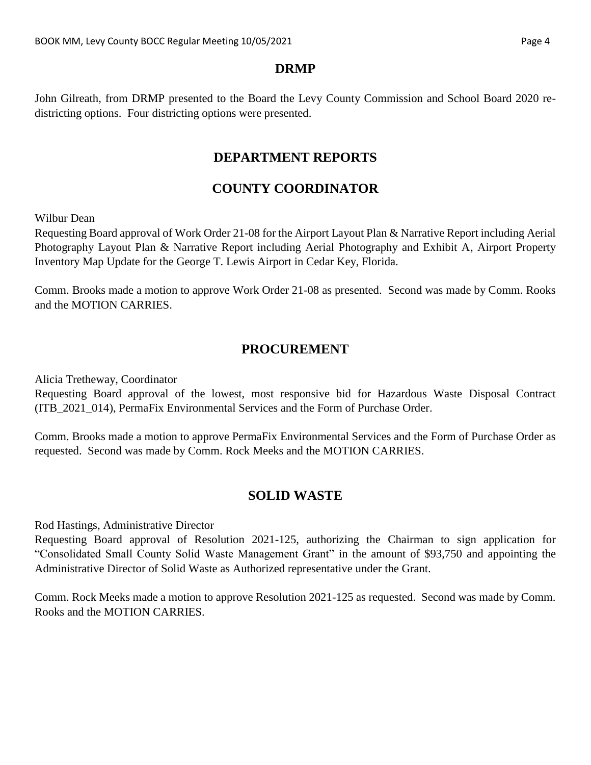## DRMP

John Gilreath, from DRMP presented to the Board the Levy County Commission and School Board 2020 re-districting options. Four districting options were presented.

## DEPARTMENT REPORTS

## COUNTY COORDINATOR

Wilbur Dean
Requesting Board approval of Work Order 21-08 for the Airport Layout Plan & Narrative Report including Aerial Photography Layout Plan & Narrative Report including Aerial Photography and Exhibit A, Airport Property Inventory Map Update for the George T. Lewis Airport in Cedar Key, Florida.

Comm. Brooks made a motion to approve Work Order 21-08 as presented. Second was made by Comm. Rooks and the MOTION CARRIES.

## PROCUREMENT

Alicia Tretheway, Coordinator
Requesting Board approval of the lowest, most responsive bid for Hazardous Waste Disposal Contract (ITB_2021_014), PermaFix Environmental Services and the Form of Purchase Order.

Comm. Brooks made a motion to approve PermaFix Environmental Services and the Form of Purchase Order as requested. Second was made by Comm. Rock Meeks and the MOTION CARRIES.

## SOLID WASTE

Rod Hastings, Administrative Director
Requesting Board approval of Resolution 2021-125, authorizing the Chairman to sign application for "Consolidated Small County Solid Waste Management Grant" in the amount of $93,750 and appointing the Administrative Director of Solid Waste as Authorized representative under the Grant.

Comm. Rock Meeks made a motion to approve Resolution 2021-125 as requested. Second was made by Comm. Rooks and the MOTION CARRIES.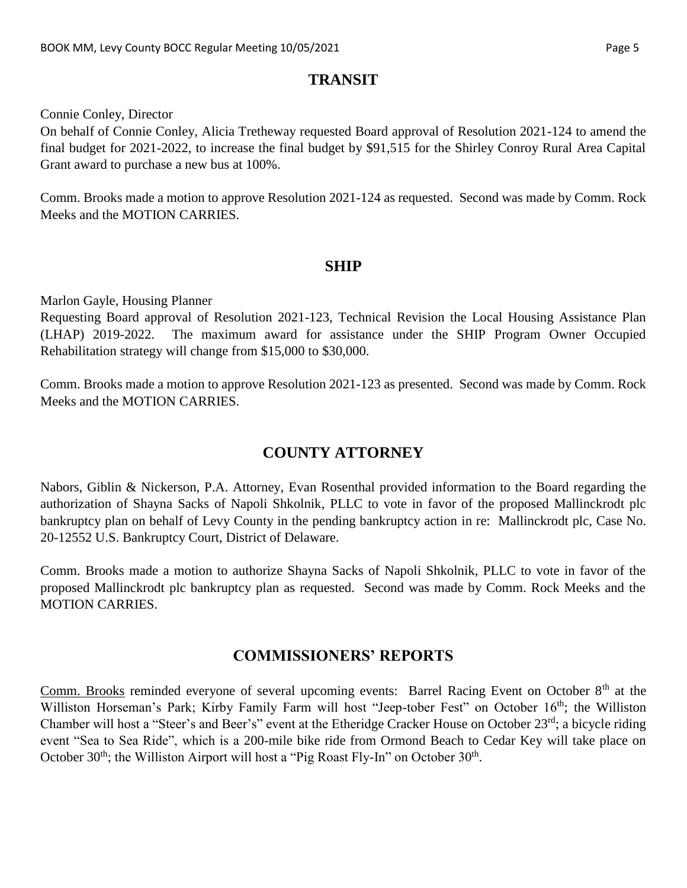## TRANSIT

Connie Conley, Director
On behalf of Connie Conley, Alicia Tretheway requested Board approval of Resolution 2021-124 to amend the final budget for 2021-2022, to increase the final budget by $91,515 for the Shirley Conroy Rural Area Capital Grant award to purchase a new bus at 100%.

Comm. Brooks made a motion to approve Resolution 2021-124 as requested. Second was made by Comm. Rock Meeks and the MOTION CARRIES.

## SHIP

Marlon Gayle, Housing Planner
Requesting Board approval of Resolution 2021-123, Technical Revision the Local Housing Assistance Plan (LHAP) 2019-2022. The maximum award for assistance under the SHIP Program Owner Occupied Rehabilitation strategy will change from $15,000 to $30,000.

Comm. Brooks made a motion to approve Resolution 2021-123 as presented. Second was made by Comm. Rock Meeks and the MOTION CARRIES.

## COUNTY ATTORNEY

Nabors, Giblin & Nickerson, P.A. Attorney, Evan Rosenthal provided information to the Board regarding the authorization of Shayna Sacks of Napoli Shkolnik, PLLC to vote in favor of the proposed Mallinckrodt plc bankruptcy plan on behalf of Levy County in the pending bankruptcy action in re: Mallinckrodt plc, Case No. 20-12552 U.S. Bankruptcy Court, District of Delaware.

Comm. Brooks made a motion to authorize Shayna Sacks of Napoli Shkolnik, PLLC to vote in favor of the proposed Mallinckrodt plc bankruptcy plan as requested. Second was made by Comm. Rock Meeks and the MOTION CARRIES.

## COMMISSIONERS' REPORTS

Comm. Brooks reminded everyone of several upcoming events: Barrel Racing Event on October 8th at the Williston Horseman's Park; Kirby Family Farm will host "Jeep-tober Fest" on October 16th; the Williston Chamber will host a "Steer's and Beer's" event at the Etheridge Cracker House on October 23rd; a bicycle riding event "Sea to Sea Ride", which is a 200-mile bike ride from Ormond Beach to Cedar Key will take place on October 30th; the Williston Airport will host a "Pig Roast Fly-In" on October 30th.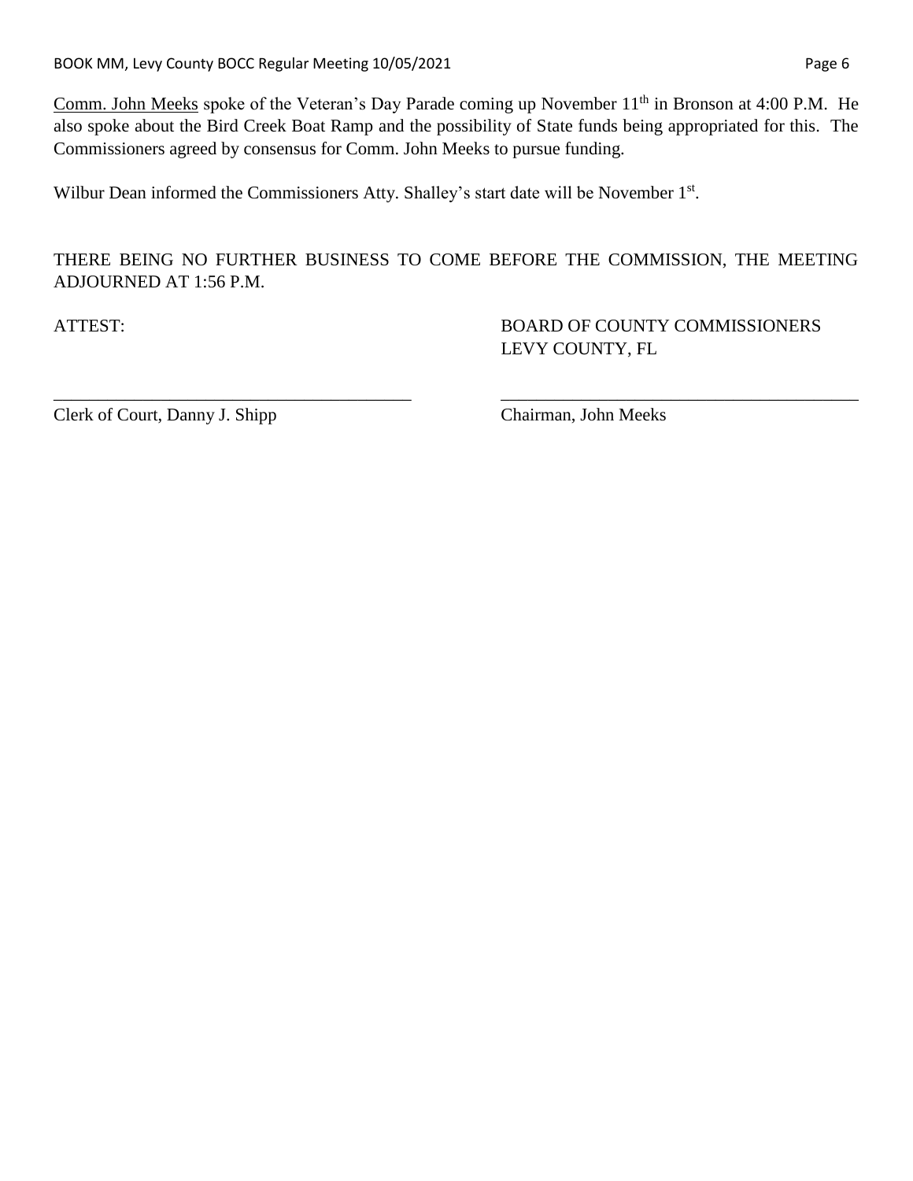Comm. John Meeks spoke of the Veteran's Day Parade coming up November 11th in Bronson at 4:00 P.M. He also spoke about the Bird Creek Boat Ramp and the possibility of State funds being appropriated for this. The Commissioners agreed by consensus for Comm. John Meeks to pursue funding.

Wilbur Dean informed the Commissioners Atty. Shalley's start date will be November 1st.

THERE BEING NO FURTHER BUSINESS TO COME BEFORE THE COMMISSION, THE MEETING ADJOURNED AT 1:56 P.M.

| | |
|---|---|
| ATTEST: | BOARD OF COUNTY COMMISSIONERS<br>LEVY COUNTY, FL |
| \_\_\_\_\_\_\_\_\_\_\_\_\_\_\_\_\_\_\_\_\_\_\_\_\_\_\_\_\_\_\_\_\_\_\_\_\_\_\_\_ | \_\_\_\_\_\_\_\_\_\_\_\_\_\_\_\_\_\_\_\_\_\_\_\_\_\_\_\_\_\_\_\_\_\_\_\_\_\_\_\_ |
| Clerk of Court, Danny J. Shipp | Chairman, John Meeks |